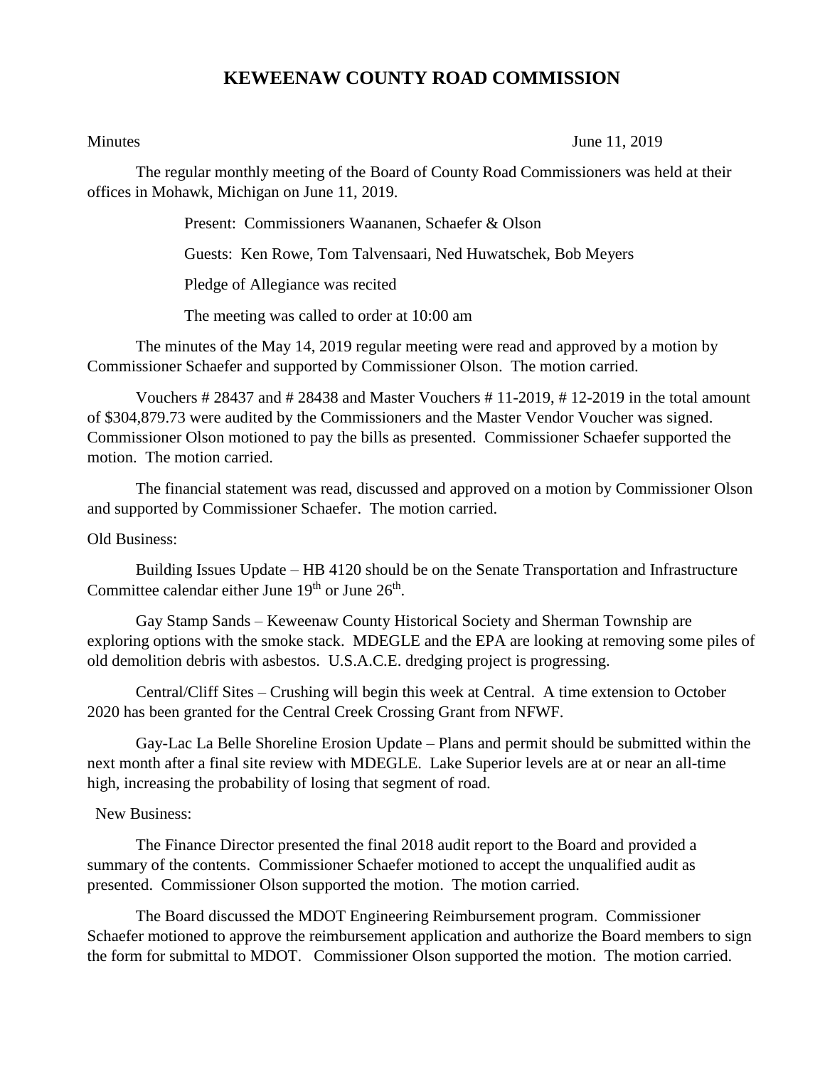# KEWEENAW COUNTY ROAD COMMISSION

Minutes June 11, 2019

The regular monthly meeting of the Board of County Road Commissioners was held at their offices in Mohawk, Michigan on June 11, 2019.

Present: Commissioners Waananen, Schaefer & Olson

Guests: Ken Rowe, Tom Talvensaari, Ned Huwatschek, Bob Meyers

Pledge of Allegiance was recited

The meeting was called to order at 10:00 am

The minutes of the May 14, 2019 regular meeting were read and approved by a motion by Commissioner Schaefer and supported by Commissioner Olson. The motion carried.

Vouchers # 28437 and # 28438 and Master Vouchers # 11-2019, # 12-2019 in the total amount of $304,879.73 were audited by the Commissioners and the Master Vendor Voucher was signed. Commissioner Olson motioned to pay the bills as presented. Commissioner Schaefer supported the motion. The motion carried.

The financial statement was read, discussed and approved on a motion by Commissioner Olson and supported by Commissioner Schaefer. The motion carried.

Old Business:

Building Issues Update – HB 4120 should be on the Senate Transportation and Infrastructure Committee calendar either June 19th or June 26th.

Gay Stamp Sands – Keweenaw County Historical Society and Sherman Township are exploring options with the smoke stack. MDEGLE and the EPA are looking at removing some piles of old demolition debris with asbestos. U.S.A.C.E. dredging project is progressing.

Central/Cliff Sites – Crushing will begin this week at Central. A time extension to October 2020 has been granted for the Central Creek Crossing Grant from NFWF.

Gay-Lac La Belle Shoreline Erosion Update – Plans and permit should be submitted within the next month after a final site review with MDEGLE. Lake Superior levels are at or near an all-time high, increasing the probability of losing that segment of road.

New Business:

The Finance Director presented the final 2018 audit report to the Board and provided a summary of the contents. Commissioner Schaefer motioned to accept the unqualified audit as presented. Commissioner Olson supported the motion. The motion carried.

The Board discussed the MDOT Engineering Reimbursement program. Commissioner Schaefer motioned to approve the reimbursement application and authorize the Board members to sign the form for submittal to MDOT. Commissioner Olson supported the motion. The motion carried.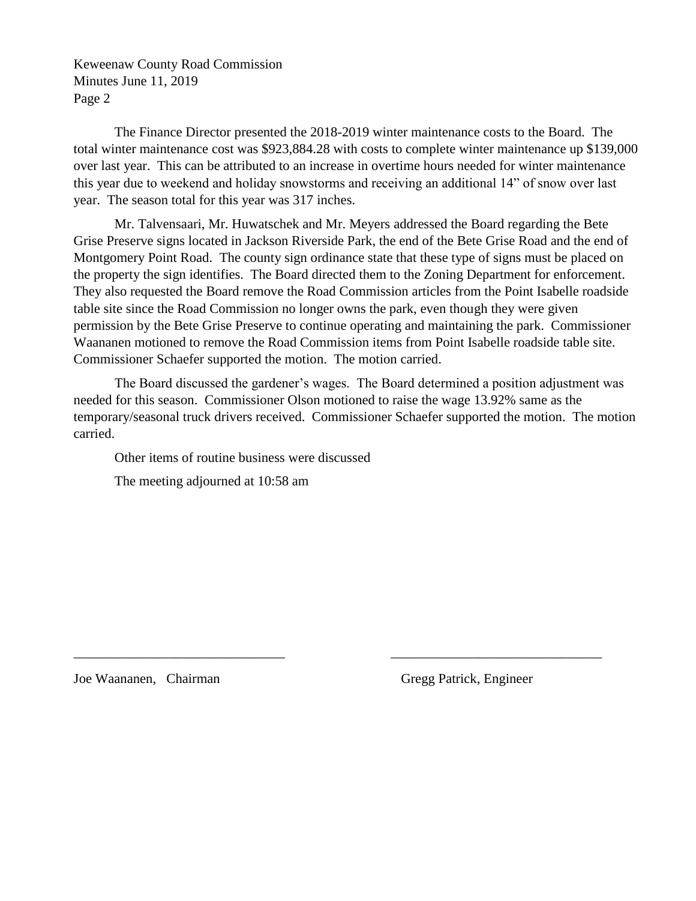The Finance Director presented the 2018-2019 winter maintenance costs to the Board. The total winter maintenance cost was $923,884.28 with costs to complete winter maintenance up $139,000 over last year. This can be attributed to an increase in overtime hours needed for winter maintenance this year due to weekend and holiday snowstorms and receiving an additional 14" of snow over last year. The season total for this year was 317 inches.

Mr. Talvensaari, Mr. Huwatschek and Mr. Meyers addressed the Board regarding the Bete Grise Preserve signs located in Jackson Riverside Park, the end of the Bete Grise Road and the end of Montgomery Point Road. The county sign ordinance state that these type of signs must be placed on the property the sign identifies. The Board directed them to the Zoning Department for enforcement. They also requested the Board remove the Road Commission articles from the Point Isabelle roadside table site since the Road Commission no longer owns the park, even though they were given permission by the Bete Grise Preserve to continue operating and maintaining the park. Commissioner Waananen motioned to remove the Road Commission items from Point Isabelle roadside table site. Commissioner Schaefer supported the motion. The motion carried.

The Board discussed the gardener's wages. The Board determined a position adjustment was needed for this season. Commissioner Olson motioned to raise the wage 13.92% same as the temporary/seasonal truck drivers received. Commissioner Schaefer supported the motion. The motion carried.

Other items of routine business were discussed

The meeting adjourned at 10:58 am

_______________________________

Joe Waananen, Chairman

_______________________________

Gregg Patrick, Engineer